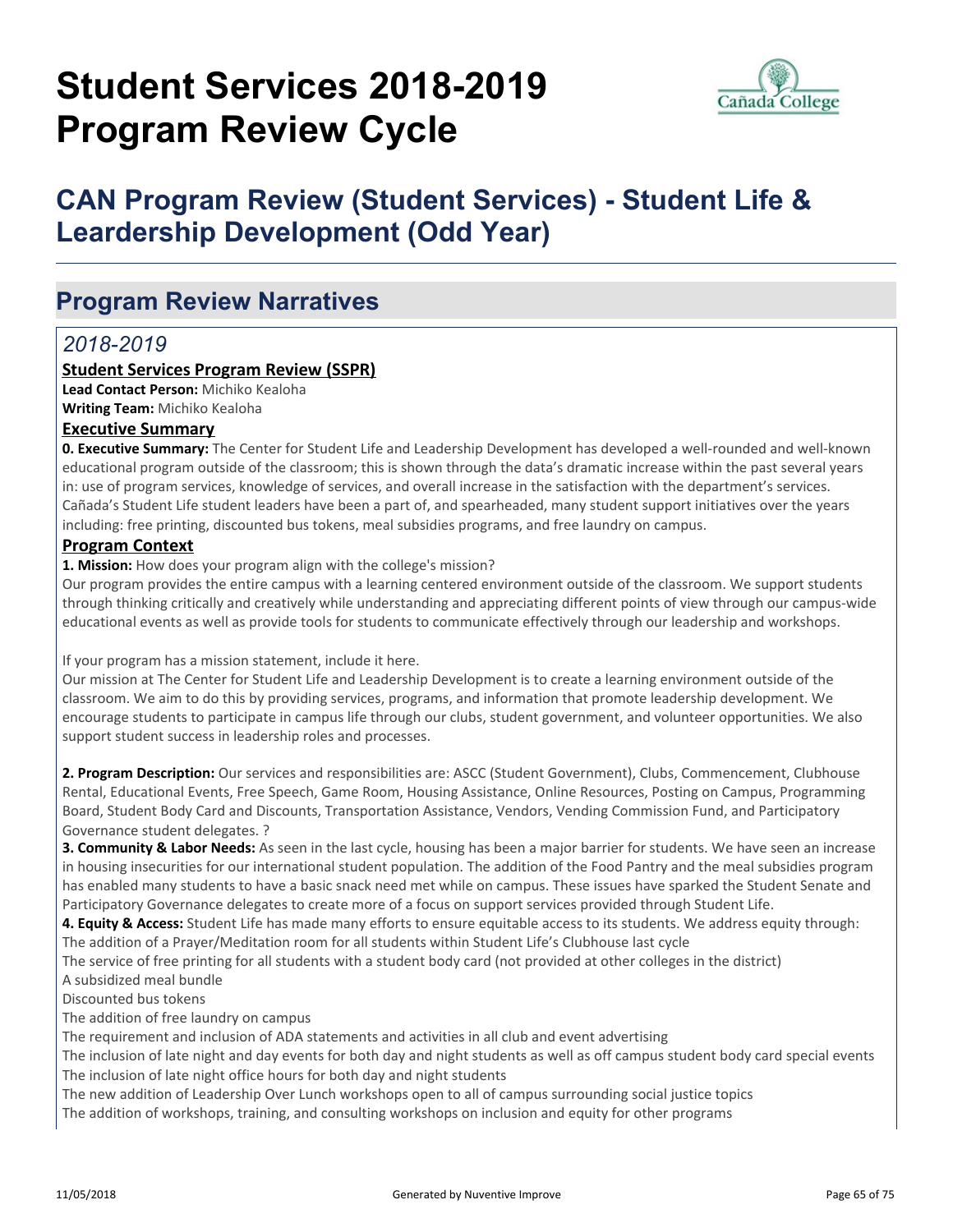# Student Services 2018-2019 Program Review Cycle

## CAN Program Review (Student Services) - Student Life & Leardership Development (Odd Year)

## Program Review Narratives

### *2018-2019*

**Student Services Program Review (SSPR)**

**Lead Contact Person:** Michiko Kealoha

**Writing Team:** Michiko Kealoha

**Executive Summary**

**0. Executive Summary:** The Center for Student Life and Leadership Development has developed a well-rounded and well-known educational program outside of the classroom; this is shown through the data's dramatic increase within the past several years in: use of program services, knowledge of services, and overall increase in the satisfaction with the department's services. Cañada's Student Life student leaders have been a part of, and spearheaded, many student support initiatives over the years including: free printing, discounted bus tokens, meal subsidies programs, and free laundry on campus.

**Program Context**

**1. Mission:** How does your program align with the college's mission?

Our program provides the entire campus with a learning centered environment outside of the classroom. We support students through thinking critically and creatively while understanding and appreciating different points of view through our campus-wide educational events as well as provide tools for students to communicate effectively through our leadership and workshops.

If your program has a mission statement, include it here.

Our mission at The Center for Student Life and Leadership Development is to create a learning environment outside of the classroom. We aim to do this by providing services, programs, and information that promote leadership development. We encourage students to participate in campus life through our clubs, student government, and volunteer opportunities. We also support student success in leadership roles and processes.

**2. Program Description:** Our services and responsibilities are: ASCC (Student Government), Clubs, Commencement, Clubhouse Rental, Educational Events, Free Speech, Game Room, Housing Assistance, Online Resources, Posting on Campus, Programming Board, Student Body Card and Discounts, Transportation Assistance, Vendors, Vending Commission Fund, and Participatory Governance student delegates. ?

**3. Community & Labor Needs:** As seen in the last cycle, housing has been a major barrier for students. We have seen an increase in housing insecurities for our international student population. The addition of the Food Pantry and the meal subsidies program has enabled many students to have a basic snack need met while on campus. These issues have sparked the Student Senate and Participatory Governance delegates to create more of a focus on support services provided through Student Life.

**4. Equity & Access:** Student Life has made many efforts to ensure equitable access to its students. We address equity through:

The addition of a Prayer/Meditation room for all students within Student Life's Clubhouse last cycle

The service of free printing for all students with a student body card (not provided at other colleges in the district)

A subsidized meal bundle

Discounted bus tokens

The addition of free laundry on campus

The requirement and inclusion of ADA statements and activities in all club and event advertising

The inclusion of late night and day events for both day and night students as well as off campus student body card special events

The inclusion of late night office hours for both day and night students

The new addition of Leadership Over Lunch workshops open to all of campus surrounding social justice topics

The addition of workshops, training, and consulting workshops on inclusion and equity for other programs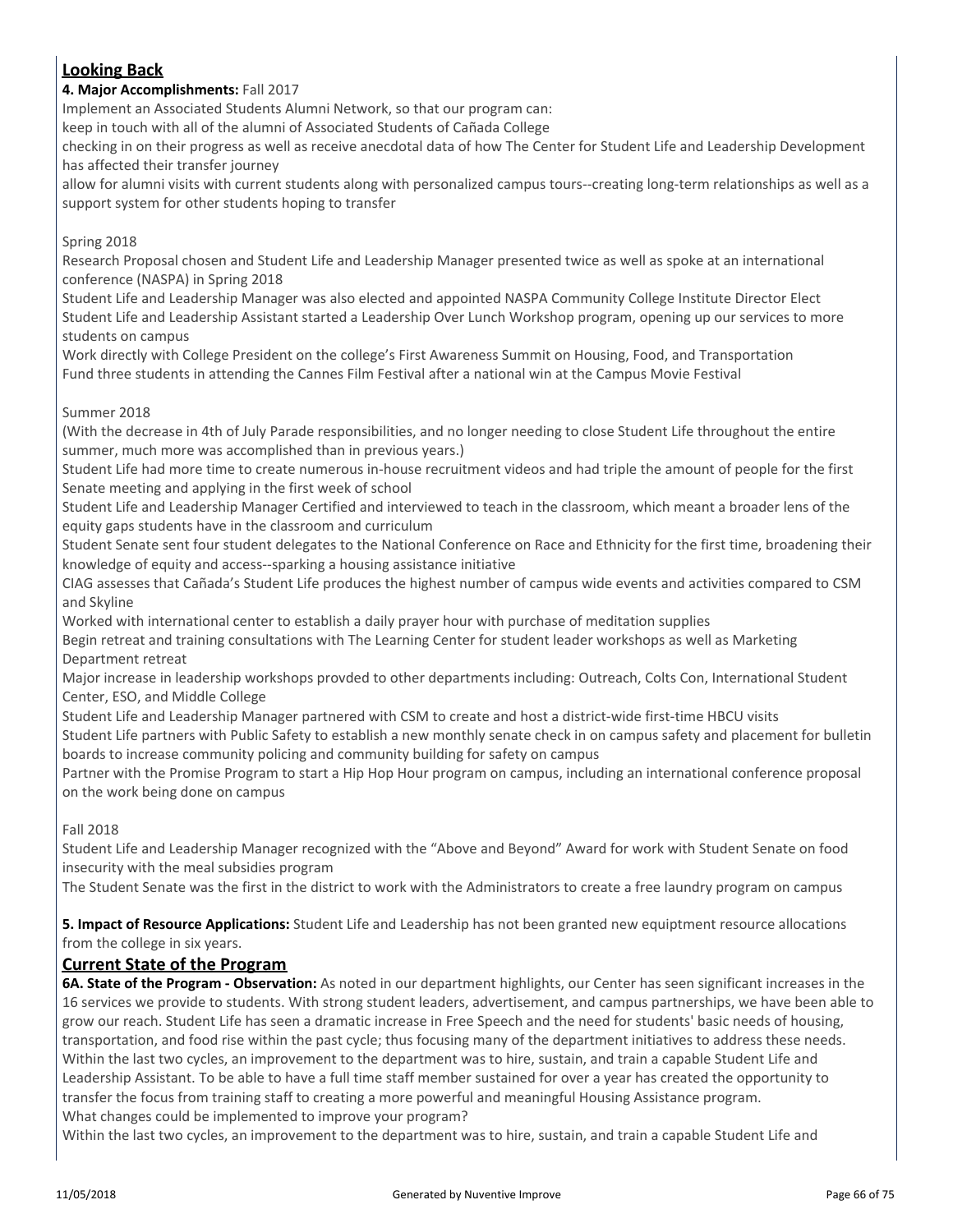## Looking Back

**4. Major Accomplishments:** Fall 2017

Implement an Associated Students Alumni Network, so that our program can:

keep in touch with all of the alumni of Associated Students of Cañada College

checking in on their progress as well as receive anecdotal data of how The Center for Student Life and Leadership Development has affected their transfer journey

allow for alumni visits with current students along with personalized campus tours--creating long-term relationships as well as a support system for other students hoping to transfer

Spring 2018

Research Proposal chosen and Student Life and Leadership Manager presented twice as well as spoke at an international conference (NASPA) in Spring 2018

Student Life and Leadership Manager was also elected and appointed NASPA Community College Institute Director Elect

Student Life and Leadership Assistant started a Leadership Over Lunch Workshop program, opening up our services to more students on campus

Work directly with College President on the college's First Awareness Summit on Housing, Food, and Transportation

Fund three students in attending the Cannes Film Festival after a national win at the Campus Movie Festival

Summer 2018

(With the decrease in 4th of July Parade responsibilities, and no longer needing to close Student Life throughout the entire summer, much more was accomplished than in previous years.)

Student Life had more time to create numerous in-house recruitment videos and had triple the amount of people for the first Senate meeting and applying in the first week of school

Student Life and Leadership Manager Certified and interviewed to teach in the classroom, which meant a broader lens of the equity gaps students have in the classroom and curriculum

Student Senate sent four student delegates to the National Conference on Race and Ethnicity for the first time, broadening their knowledge of equity and access--sparking a housing assistance initiative

CIAG assesses that Cañada's Student Life produces the highest number of campus wide events and activities compared to CSM and Skyline

Worked with international center to establish a daily prayer hour with purchase of meditation supplies

Begin retreat and training consultations with The Learning Center for student leader workshops as well as Marketing Department retreat

Major increase in leadership workshops provded to other departments including: Outreach, Colts Con, International Student Center, ESO, and Middle College

Student Life and Leadership Manager partnered with CSM to create and host a district-wide first-time HBCU visits

Student Life partners with Public Safety to establish a new monthly senate check in on campus safety and placement for bulletin boards to increase community policing and community building for safety on campus

Partner with the Promise Program to start a Hip Hop Hour program on campus, including an international conference proposal on the work being done on campus

Fall 2018

Student Life and Leadership Manager recognized with the "Above and Beyond" Award for work with Student Senate on food insecurity with the meal subsidies program

The Student Senate was the first in the district to work with the Administrators to create a free laundry program on campus

**5. Impact of Resource Applications:** Student Life and Leadership has not been granted new equiptment resource allocations from the college in six years.

## Current State of the Program

**6A. State of the Program - Observation:** As noted in our department highlights, our Center has seen significant increases in the 16 services we provide to students. With strong student leaders, advertisement, and campus partnerships, we have been able to grow our reach. Student Life has seen a dramatic increase in Free Speech and the need for students' basic needs of housing, transportation, and food rise within the past cycle; thus focusing many of the department initiatives to address these needs. Within the last two cycles, an improvement to the department was to hire, sustain, and train a capable Student Life and Leadership Assistant. To be able to have a full time staff member sustained for over a year has created the opportunity to transfer the focus from training staff to creating a more powerful and meaningful Housing Assistance program.

What changes could be implemented to improve your program?

Within the last two cycles, an improvement to the department was to hire, sustain, and train a capable Student Life and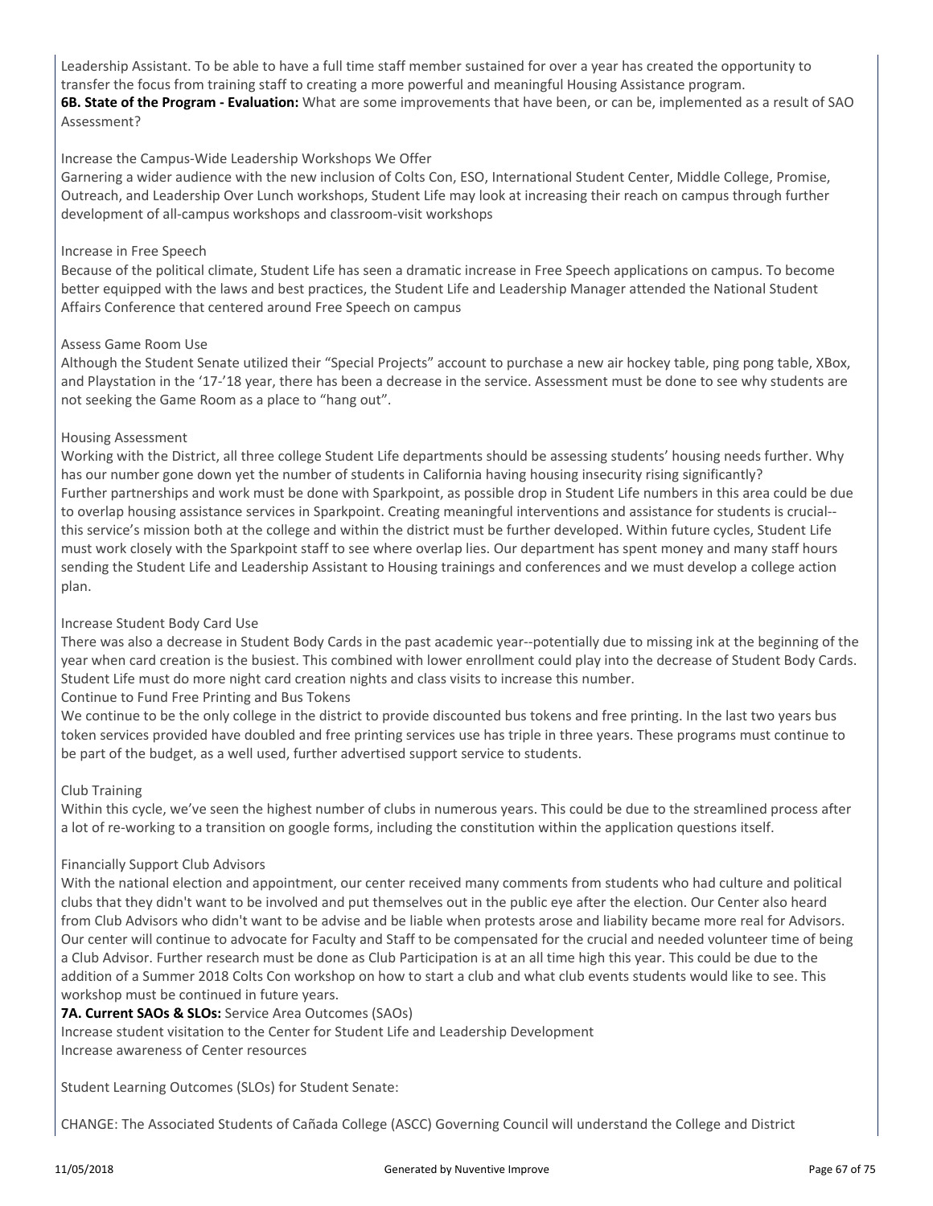Leadership Assistant. To be able to have a full time staff member sustained for over a year has created the opportunity to transfer the focus from training staff to creating a more powerful and meaningful Housing Assistance program.

**6B. State of the Program - Evaluation:** What are some improvements that have been, or can be, implemented as a result of SAO Assessment?

Increase the Campus-Wide Leadership Workshops We Offer
Garnering a wider audience with the new inclusion of Colts Con, ESO, International Student Center, Middle College, Promise, Outreach, and Leadership Over Lunch workshops, Student Life may look at increasing their reach on campus through further development of all-campus workshops and classroom-visit workshops

Increase in Free Speech
Because of the political climate, Student Life has seen a dramatic increase in Free Speech applications on campus. To become better equipped with the laws and best practices, the Student Life and Leadership Manager attended the National Student Affairs Conference that centered around Free Speech on campus

Assess Game Room Use
Although the Student Senate utilized their "Special Projects" account to purchase a new air hockey table, ping pong table, XBox, and Playstation in the '17-'18 year, there has been a decrease in the service. Assessment must be done to see why students are not seeking the Game Room as a place to "hang out".

Housing Assessment
Working with the District, all three college Student Life departments should be assessing students' housing needs further. Why has our number gone down yet the number of students in California having housing insecurity rising significantly?
Further partnerships and work must be done with Sparkpoint, as possible drop in Student Life numbers in this area could be due to overlap housing assistance services in Sparkpoint. Creating meaningful interventions and assistance for students is crucial--this service's mission both at the college and within the district must be further developed. Within future cycles, Student Life must work closely with the Sparkpoint staff to see where overlap lies. Our department has spent money and many staff hours sending the Student Life and Leadership Assistant to Housing trainings and conferences and we must develop a college action plan.

Increase Student Body Card Use
There was also a decrease in Student Body Cards in the past academic year--potentially due to missing ink at the beginning of the year when card creation is the busiest. This combined with lower enrollment could play into the decrease of Student Body Cards. Student Life must do more night card creation nights and class visits to increase this number.
Continue to Fund Free Printing and Bus Tokens
We continue to be the only college in the district to provide discounted bus tokens and free printing. In the last two years bus token services provided have doubled and free printing services use has triple in three years. These programs must continue to be part of the budget, as a well used, further advertised support service to students.

Club Training
Within this cycle, we've seen the highest number of clubs in numerous years. This could be due to the streamlined process after a lot of re-working to a transition on google forms, including the constitution within the application questions itself.

Financially Support Club Advisors
With the national election and appointment, our center received many comments from students who had culture and political clubs that they didn't want to be involved and put themselves out in the public eye after the election. Our Center also heard from Club Advisors who didn't want to be advise and be liable when protests arose and liability became more real for Advisors. Our center will continue to advocate for Faculty and Staff to be compensated for the crucial and needed volunteer time of being a Club Advisor. Further research must be done as Club Participation is at an all time high this year. This could be due to the addition of a Summer 2018 Colts Con workshop on how to start a club and what club events students would like to see. This workshop must be continued in future years.

**7A. Current SAOs & SLOs:** Service Area Outcomes (SAOs)
Increase student visitation to the Center for Student Life and Leadership Development
Increase awareness of Center resources

Student Learning Outcomes (SLOs) for Student Senate:

CHANGE: The Associated Students of Cañada College (ASCC) Governing Council will understand the College and District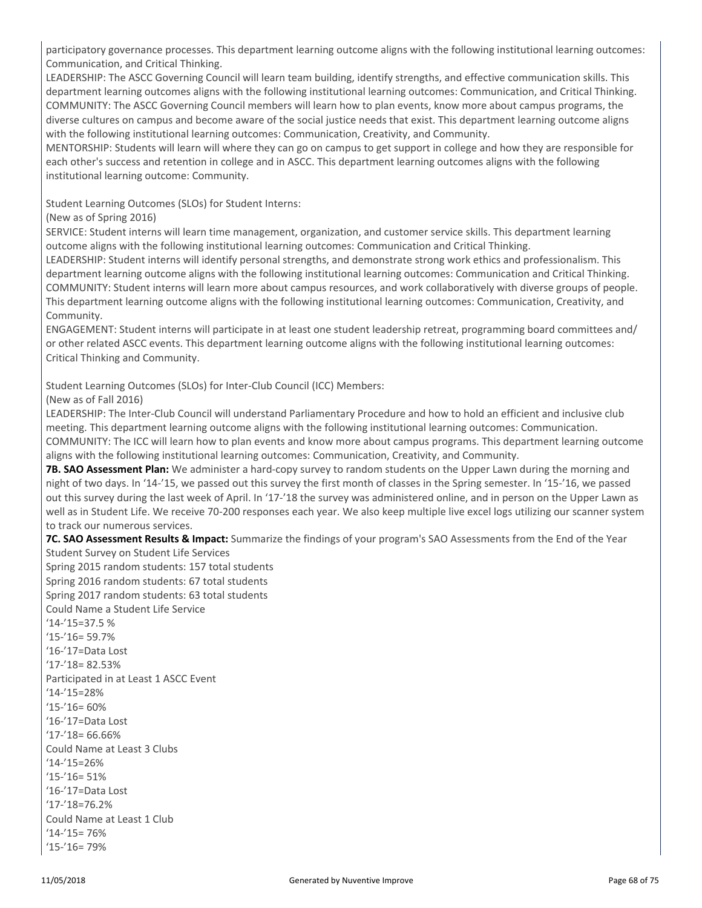participatory governance processes. This department learning outcome aligns with the following institutional learning outcomes: Communication, and Critical Thinking.
LEADERSHIP: The ASCC Governing Council will learn team building, identify strengths, and effective communication skills. This department learning outcomes aligns with the following institutional learning outcomes: Communication, and Critical Thinking.
COMMUNITY: The ASCC Governing Council members will learn how to plan events, know more about campus programs, the diverse cultures on campus and become aware of the social justice needs that exist. This department learning outcome aligns with the following institutional learning outcomes: Communication, Creativity, and Community.
MENTORSHIP: Students will learn will where they can go on campus to get support in college and how they are responsible for each other's success and retention in college and in ASCC. This department learning outcomes aligns with the following institutional learning outcome: Community.

Student Learning Outcomes (SLOs) for Student Interns:
(New as of Spring 2016)
SERVICE: Student interns will learn time management, organization, and customer service skills. This department learning outcome aligns with the following institutional learning outcomes: Communication and Critical Thinking.
LEADERSHIP: Student interns will identify personal strengths, and demonstrate strong work ethics and professionalism. This department learning outcome aligns with the following institutional learning outcomes: Communication and Critical Thinking.
COMMUNITY: Student interns will learn more about campus resources, and work collaboratively with diverse groups of people. This department learning outcome aligns with the following institutional learning outcomes: Communication, Creativity, and Community.
ENGAGEMENT: Student interns will participate in at least one student leadership retreat, programming board committees and/ or other related ASCC events. This department learning outcome aligns with the following institutional learning outcomes: Critical Thinking and Community.

Student Learning Outcomes (SLOs) for Inter-Club Council (ICC) Members:
(New as of Fall 2016)
LEADERSHIP: The Inter-Club Council will understand Parliamentary Procedure and how to hold an efficient and inclusive club meeting. This department learning outcome aligns with the following institutional learning outcomes: Communication.
COMMUNITY: The ICC will learn how to plan events and know more about campus programs. This department learning outcome aligns with the following institutional learning outcomes: Communication, Creativity, and Community.
**7B. SAO Assessment Plan:** We administer a hard-copy survey to random students on the Upper Lawn during the morning and night of two days. In '14-'15, we passed out this survey the first month of classes in the Spring semester. In '15-'16, we passed out this survey during the last week of April. In '17-'18 the survey was administered online, and in person on the Upper Lawn as well as in Student Life. We receive 70-200 responses each year. We also keep multiple live excel logs utilizing our scanner system to track our numerous services.
**7C. SAO Assessment Results & Impact:** Summarize the findings of your program's SAO Assessments from the End of the Year Student Survey on Student Life Services
Spring 2015 random students: 157 total students
Spring 2016 random students: 67 total students
Spring 2017 random students: 63 total students
Could Name a Student Life Service
'14-'15=37.5 %
'15-'16= 59.7%
'16-'17=Data Lost
'17-'18= 82.53%
Participated in at Least 1 ASCC Event
'14-'15=28%
'15-'16= 60%
'16-'17=Data Lost
'17-'18= 66.66%
Could Name at Least 3 Clubs
'14-'15=26%
'15-'16= 51%
'16-'17=Data Lost
'17-'18=76.2%
Could Name at Least 1 Club
'14-'15= 76%
'15-'16= 79%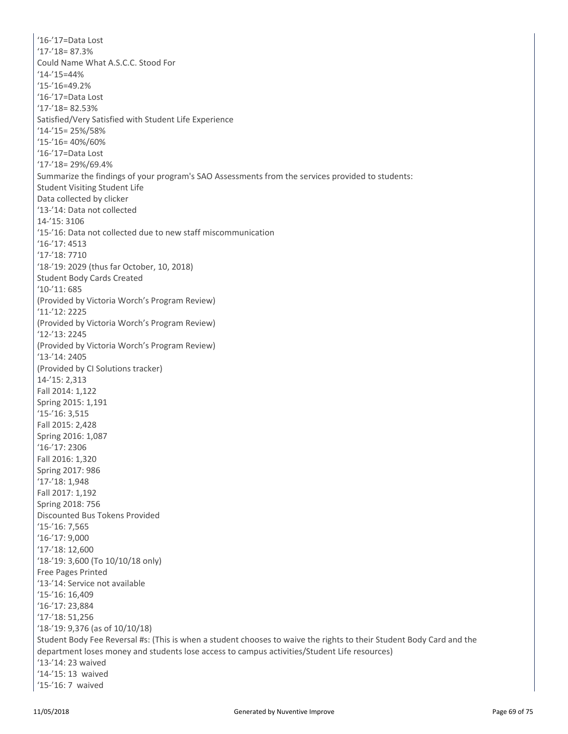'16-'17=Data Lost
'17-'18= 87.3%
Could Name What A.S.C.C. Stood For
'14-'15=44%
'15-'16=49.2%
'16-'17=Data Lost
'17-'18= 82.53%
Satisfied/Very Satisfied with Student Life Experience
'14-'15= 25%/58%
'15-'16= 40%/60%
'16-'17=Data Lost
'17-'18= 29%/69.4%
Summarize the findings of your program's SAO Assessments from the services provided to students:
Student Visiting Student Life
Data collected by clicker
'13-'14: Data not collected
14-'15: 3106
'15-'16: Data not collected due to new staff miscommunication
'16-'17: 4513
'17-'18: 7710
'18-'19: 2029 (thus far October, 10, 2018)
Student Body Cards Created
'10-'11: 685
(Provided by Victoria Worch's Program Review)
'11-'12: 2225
(Provided by Victoria Worch's Program Review)
'12-'13: 2245
(Provided by Victoria Worch's Program Review)
'13-'14: 2405
(Provided by CI Solutions tracker)
14-'15: 2,313
Fall 2014: 1,122
Spring 2015: 1,191
'15-'16: 3,515
Fall 2015: 2,428
Spring 2016: 1,087
'16-'17: 2306
Fall 2016: 1,320
Spring 2017: 986
'17-'18: 1,948
Fall 2017: 1,192
Spring 2018: 756
Discounted Bus Tokens Provided
'15-'16: 7,565
'16-'17: 9,000
'17-'18: 12,600
'18-'19: 3,600 (To 10/10/18 only)
Free Pages Printed
'13-'14: Service not available
'15-'16: 16,409
'16-'17: 23,884
'17-'18: 51,256
'18-'19: 9,376 (as of 10/10/18)
Student Body Fee Reversal #s: (This is when a student chooses to waive the rights to their Student Body Card and the department loses money and students lose access to campus activities/Student Life resources)
'13-'14: 23 waived
'14-'15: 13 waived
'15-'16: 7 waived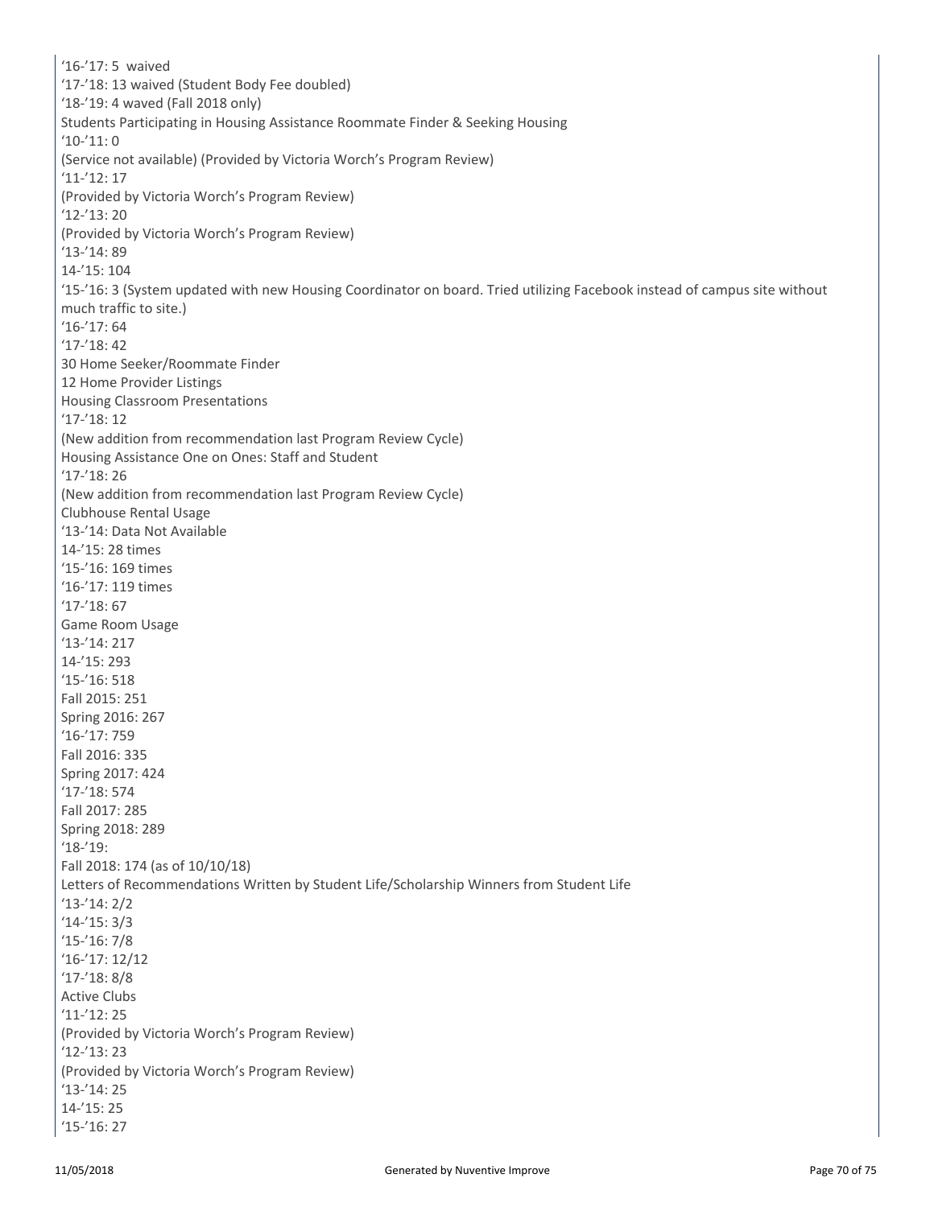'16-'17: 5 waived
'17-'18: 13 waived (Student Body Fee doubled)
'18-'19: 4 waved (Fall 2018 only)
Students Participating in Housing Assistance Roommate Finder & Seeking Housing
'10-'11: 0
(Service not available) (Provided by Victoria Worch's Program Review)
'11-'12: 17
(Provided by Victoria Worch's Program Review)
'12-'13: 20
(Provided by Victoria Worch's Program Review)
'13-'14: 89
14-'15: 104
'15-'16: 3 (System updated with new Housing Coordinator on board. Tried utilizing Facebook instead of campus site without much traffic to site.)
'16-'17: 64
'17-'18: 42
30 Home Seeker/Roommate Finder
12 Home Provider Listings
Housing Classroom Presentations
'17-'18: 12
(New addition from recommendation last Program Review Cycle)
Housing Assistance One on Ones: Staff and Student
'17-'18: 26
(New addition from recommendation last Program Review Cycle)
Clubhouse Rental Usage
'13-'14: Data Not Available
14-'15: 28 times
'15-'16: 169 times
'16-'17: 119 times
'17-'18: 67
Game Room Usage
'13-'14: 217
14-'15: 293
'15-'16: 518
Fall 2015: 251
Spring 2016: 267
'16-'17: 759
Fall 2016: 335
Spring 2017: 424
'17-'18: 574
Fall 2017: 285
Spring 2018: 289
'18-'19:
Fall 2018: 174 (as of 10/10/18)
Letters of Recommendations Written by Student Life/Scholarship Winners from Student Life
'13-'14: 2/2
'14-'15: 3/3
'15-'16: 7/8
'16-'17: 12/12
'17-'18: 8/8
Active Clubs
'11-'12: 25
(Provided by Victoria Worch's Program Review)
'12-'13: 23
(Provided by Victoria Worch's Program Review)
'13-'14: 25
14-'15: 25
'15-'16: 27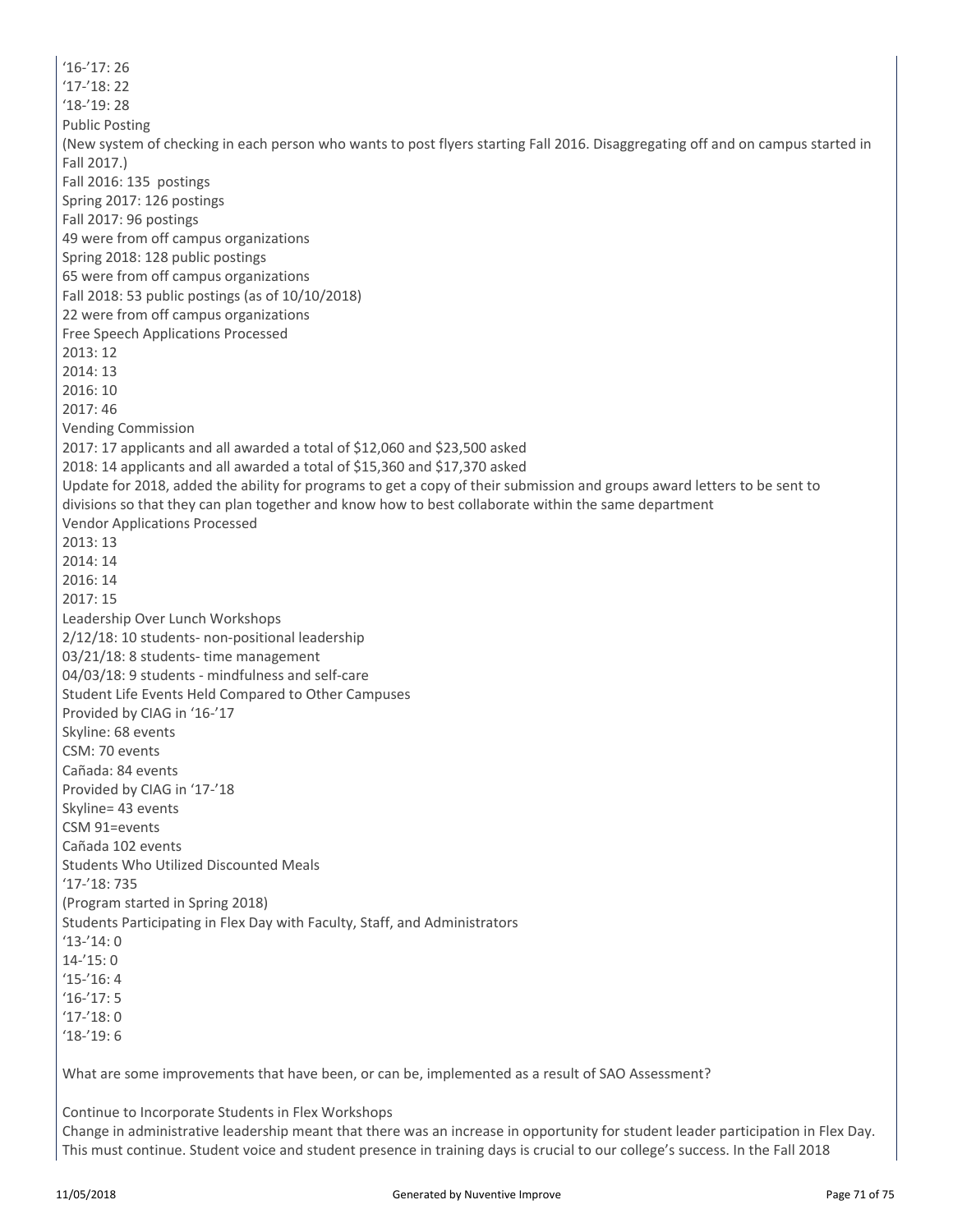‘16-’17: 26
‘17-’18: 22
‘18-’19: 28
Public Posting
(New system of checking in each person who wants to post flyers starting Fall 2016. Disaggregating off and on campus started in Fall 2017.)
Fall 2016: 135 postings
Spring 2017: 126 postings
Fall 2017: 96 postings
49 were from off campus organizations
Spring 2018: 128 public postings
65 were from off campus organizations
Fall 2018: 53 public postings (as of 10/10/2018)
22 were from off campus organizations
Free Speech Applications Processed
2013: 12
2014: 13
2016: 10
2017: 46
Vending Commission
2017: 17 applicants and all awarded a total of $12,060 and $23,500 asked
2018: 14 applicants and all awarded a total of $15,360 and $17,370 asked
Update for 2018, added the ability for programs to get a copy of their submission and groups award letters to be sent to divisions so that they can plan together and know how to best collaborate within the same department
Vendor Applications Processed
2013: 13
2014: 14
2016: 14
2017: 15
Leadership Over Lunch Workshops
2/12/18: 10 students- non-positional leadership
03/21/18: 8 students- time management
04/03/18: 9 students - mindfulness and self-care
Student Life Events Held Compared to Other Campuses
Provided by CIAG in ‘16-’17
Skyline: 68 events
CSM: 70 events
Cañada: 84 events
Provided by CIAG in ‘17-’18
Skyline= 43 events
CSM 91=events
Cañada 102 events
Students Who Utilized Discounted Meals
‘17-’18: 735
(Program started in Spring 2018)
Students Participating in Flex Day with Faculty, Staff, and Administrators
‘13-’14: 0
14-’15: 0
‘15-’16: 4
‘16-’17: 5
‘17-’18: 0
‘18-’19: 6

What are some improvements that have been, or can be, implemented as a result of SAO Assessment?

Continue to Incorporate Students in Flex Workshops
Change in administrative leadership meant that there was an increase in opportunity for student leader participation in Flex Day. This must continue. Student voice and student presence in training days is crucial to our college’s success. In the Fall 2018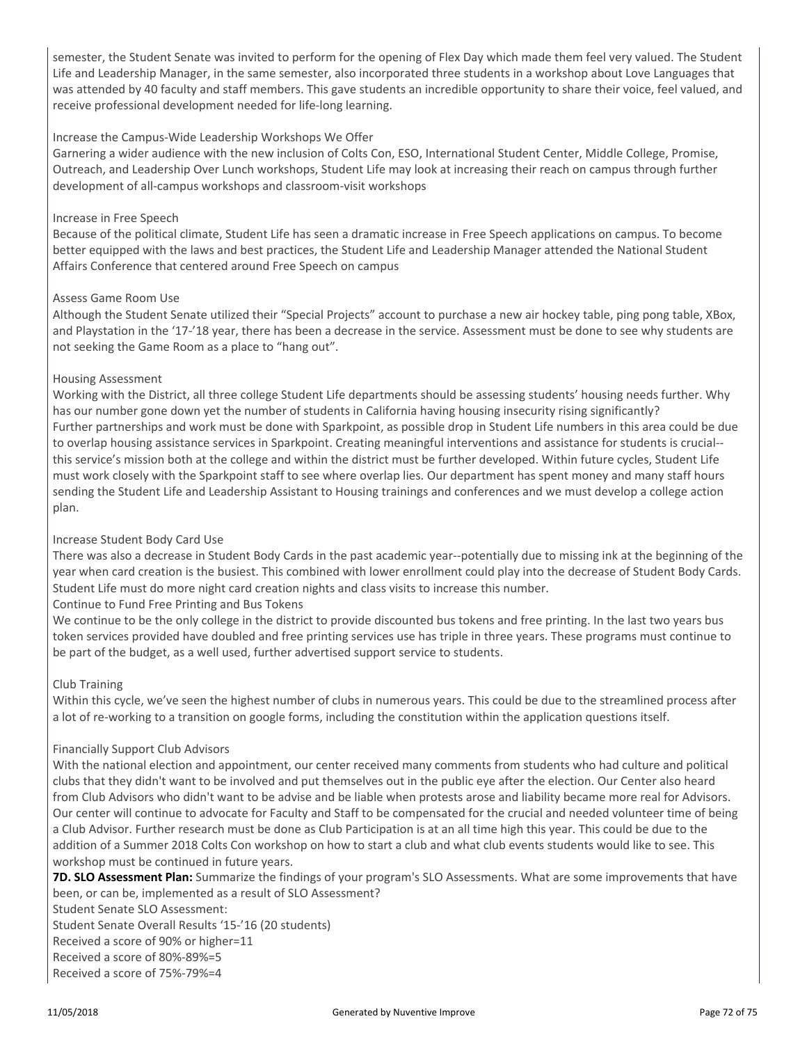semester, the Student Senate was invited to perform for the opening of Flex Day which made them feel very valued. The Student Life and Leadership Manager, in the same semester, also incorporated three students in a workshop about Love Languages that was attended by 40 faculty and staff members. This gave students an incredible opportunity to share their voice, feel valued, and receive professional development needed for life-long learning.

Increase the Campus-Wide Leadership Workshops We Offer
Garnering a wider audience with the new inclusion of Colts Con, ESO, International Student Center, Middle College, Promise, Outreach, and Leadership Over Lunch workshops, Student Life may look at increasing their reach on campus through further development of all-campus workshops and classroom-visit workshops

Increase in Free Speech
Because of the political climate, Student Life has seen a dramatic increase in Free Speech applications on campus. To become better equipped with the laws and best practices, the Student Life and Leadership Manager attended the National Student Affairs Conference that centered around Free Speech on campus

Assess Game Room Use
Although the Student Senate utilized their "Special Projects" account to purchase a new air hockey table, ping pong table, XBox, and Playstation in the '17-'18 year, there has been a decrease in the service. Assessment must be done to see why students are not seeking the Game Room as a place to "hang out".

Housing Assessment
Working with the District, all three college Student Life departments should be assessing students' housing needs further. Why has our number gone down yet the number of students in California having housing insecurity rising significantly?
Further partnerships and work must be done with Sparkpoint, as possible drop in Student Life numbers in this area could be due to overlap housing assistance services in Sparkpoint. Creating meaningful interventions and assistance for students is crucial--this service's mission both at the college and within the district must be further developed. Within future cycles, Student Life must work closely with the Sparkpoint staff to see where overlap lies. Our department has spent money and many staff hours sending the Student Life and Leadership Assistant to Housing trainings and conferences and we must develop a college action plan.

Increase Student Body Card Use
There was also a decrease in Student Body Cards in the past academic year--potentially due to missing ink at the beginning of the year when card creation is the busiest. This combined with lower enrollment could play into the decrease of Student Body Cards. Student Life must do more night card creation nights and class visits to increase this number.
Continue to Fund Free Printing and Bus Tokens
We continue to be the only college in the district to provide discounted bus tokens and free printing. In the last two years bus token services provided have doubled and free printing services use has triple in three years. These programs must continue to be part of the budget, as a well used, further advertised support service to students.

Club Training
Within this cycle, we've seen the highest number of clubs in numerous years. This could be due to the streamlined process after a lot of re-working to a transition on google forms, including the constitution within the application questions itself.

Financially Support Club Advisors
With the national election and appointment, our center received many comments from students who had culture and political clubs that they didn't want to be involved and put themselves out in the public eye after the election. Our Center also heard from Club Advisors who didn't want to be advise and be liable when protests arose and liability became more real for Advisors. Our center will continue to advocate for Faculty and Staff to be compensated for the crucial and needed volunteer time of being a Club Advisor. Further research must be done as Club Participation is at an all time high this year. This could be due to the addition of a Summer 2018 Colts Con workshop on how to start a club and what club events students would like to see. This workshop must be continued in future years.

**7D. SLO Assessment Plan:** Summarize the findings of your program's SLO Assessments. What are some improvements that have been, or can be, implemented as a result of SLO Assessment?
Student Senate SLO Assessment:
Student Senate Overall Results '15-'16 (20 students)
Received a score of 90% or higher=11
Received a score of 80%-89%=5
Received a score of 75%-79%=4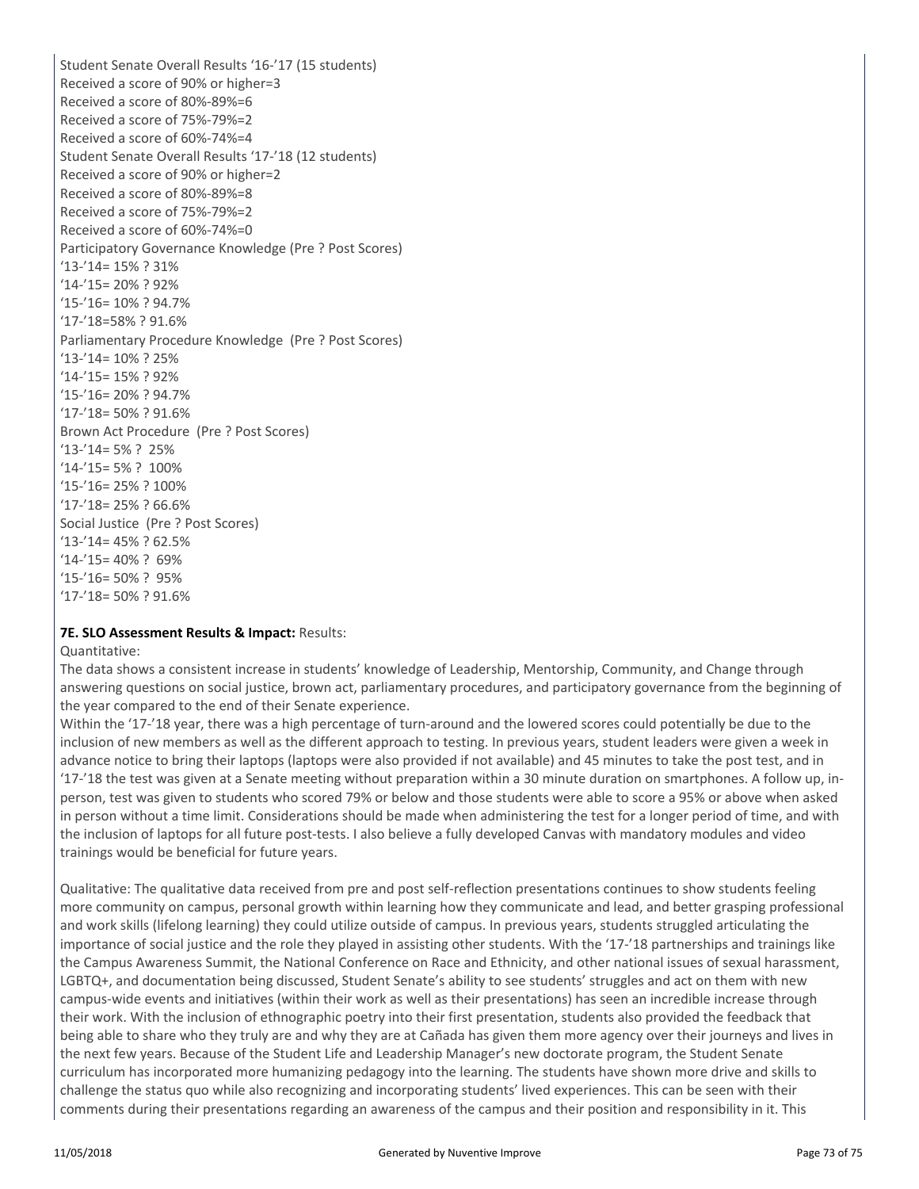Student Senate Overall Results '16-'17 (15 students)
Received a score of 90% or higher=3
Received a score of 80%-89%=6
Received a score of 75%-79%=2
Received a score of 60%-74%=4
Student Senate Overall Results '17-'18 (12 students)
Received a score of 90% or higher=2
Received a score of 80%-89%=8
Received a score of 75%-79%=2
Received a score of 60%-74%=0
Participatory Governance Knowledge (Pre ? Post Scores)
'13-'14= 15% ? 31%
'14-'15= 20% ? 92%
'15-'16= 10% ? 94.7%
'17-'18=58% ? 91.6%
Parliamentary Procedure Knowledge (Pre ? Post Scores)
'13-'14= 10% ? 25%
'14-'15= 15% ? 92%
'15-'16= 20% ? 94.7%
'17-'18= 50% ? 91.6%
Brown Act Procedure (Pre ? Post Scores)
'13-'14= 5% ? 25%
'14-'15= 5% ? 100%
'15-'16= 25% ? 100%
'17-'18= 25% ? 66.6%
Social Justice (Pre ? Post Scores)
'13-'14= 45% ? 62.5%
'14-'15= 40% ? 69%
'15-'16= 50% ? 95%
'17-'18= 50% ? 91.6%

**7E. SLO Assessment Results & Impact:** Results:
Quantitative:
The data shows a consistent increase in students' knowledge of Leadership, Mentorship, Community, and Change through answering questions on social justice, brown act, parliamentary procedures, and participatory governance from the beginning of the year compared to the end of their Senate experience.
Within the '17-'18 year, there was a high percentage of turn-around and the lowered scores could potentially be due to the inclusion of new members as well as the different approach to testing. In previous years, student leaders were given a week in advance notice to bring their laptops (laptops were also provided if not available) and 45 minutes to take the post test, and in '17-'18 the test was given at a Senate meeting without preparation within a 30 minute duration on smartphones. A follow up, in-person, test was given to students who scored 79% or below and those students were able to score a 95% or above when asked in person without a time limit. Considerations should be made when administering the test for a longer period of time, and with the inclusion of laptops for all future post-tests. I also believe a fully developed Canvas with mandatory modules and video trainings would be beneficial for future years.

Qualitative: The qualitative data received from pre and post self-reflection presentations continues to show students feeling more community on campus, personal growth within learning how they communicate and lead, and better grasping professional and work skills (lifelong learning) they could utilize outside of campus. In previous years, students struggled articulating the importance of social justice and the role they played in assisting other students. With the '17-'18 partnerships and trainings like the Campus Awareness Summit, the National Conference on Race and Ethnicity, and other national issues of sexual harassment, LGBTQ+, and documentation being discussed, Student Senate's ability to see students' struggles and act on them with new campus-wide events and initiatives (within their work as well as their presentations) has seen an incredible increase through their work. With the inclusion of ethnographic poetry into their first presentation, students also provided the feedback that being able to share who they truly are and why they are at Cañada has given them more agency over their journeys and lives in the next few years. Because of the Student Life and Leadership Manager's new doctorate program, the Student Senate curriculum has incorporated more humanizing pedagogy into the learning. The students have shown more drive and skills to challenge the status quo while also recognizing and incorporating students' lived experiences. This can be seen with their comments during their presentations regarding an awareness of the campus and their position and responsibility in it. This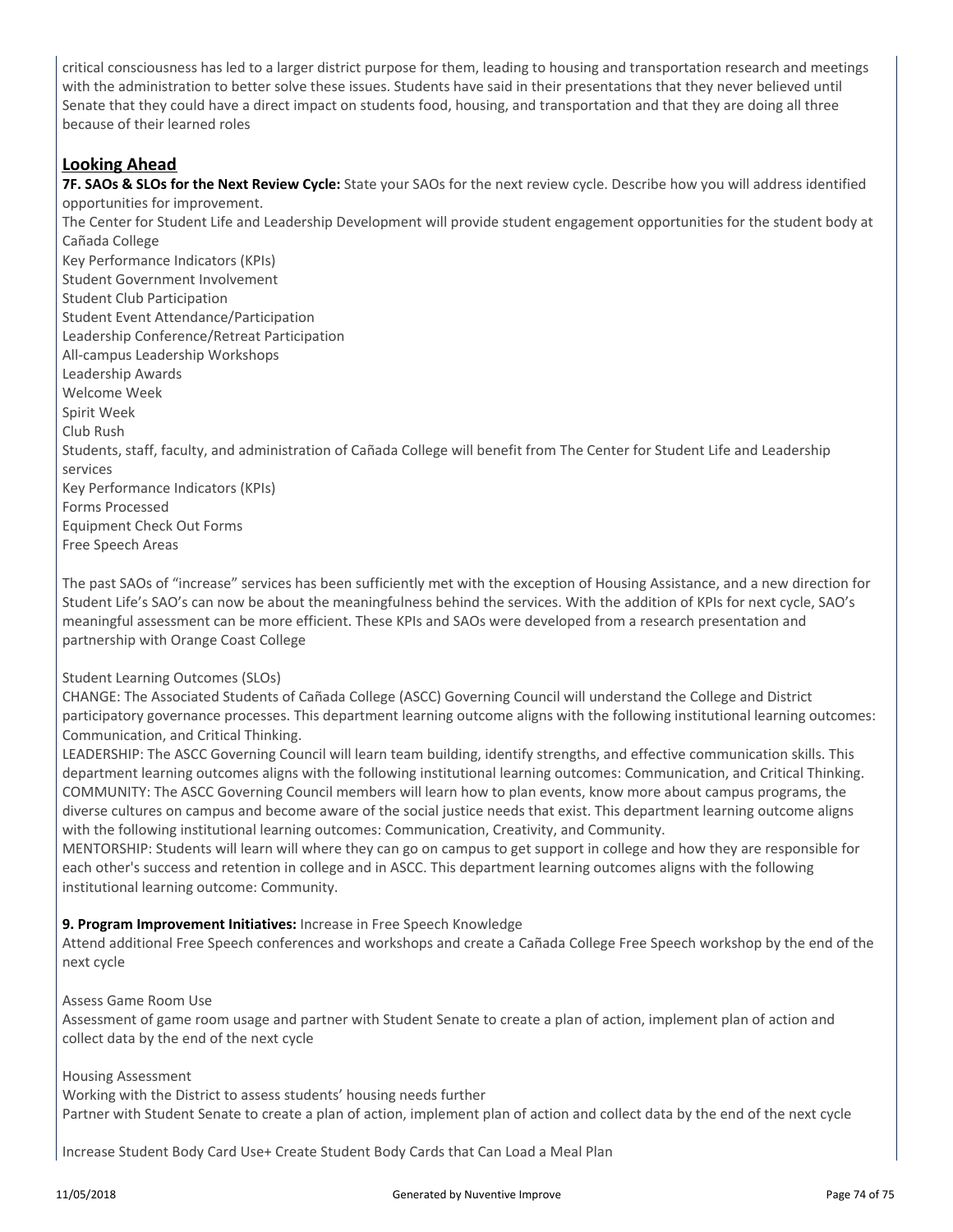critical consciousness has led to a larger district purpose for them, leading to housing and transportation research and meetings with the administration to better solve these issues. Students have said in their presentations that they never believed until Senate that they could have a direct impact on students food, housing, and transportation and that they are doing all three because of their learned roles

## Looking Ahead

**7F. SAOs & SLOs for the Next Review Cycle:** State your SAOs for the next review cycle. Describe how you will address identified opportunities for improvement.

The Center for Student Life and Leadership Development will provide student engagement opportunities for the student body at Cañada College
Key Performance Indicators (KPIs)
Student Government Involvement
Student Club Participation
Student Event Attendance/Participation
Leadership Conference/Retreat Participation
All-campus Leadership Workshops
Leadership Awards
Welcome Week
Spirit Week
Club Rush
Students, staff, faculty, and administration of Cañada College will benefit from The Center for Student Life and Leadership services
Key Performance Indicators (KPIs)
Forms Processed
Equipment Check Out Forms
Free Speech Areas

The past SAOs of "increase" services has been sufficiently met with the exception of Housing Assistance, and a new direction for Student Life's SAO's can now be about the meaningfulness behind the services. With the addition of KPIs for next cycle, SAO's meaningful assessment can be more efficient. These KPIs and SAOs were developed from a research presentation and partnership with Orange Coast College

Student Learning Outcomes (SLOs)
CHANGE: The Associated Students of Cañada College (ASCC) Governing Council will understand the College and District participatory governance processes. This department learning outcome aligns with the following institutional learning outcomes: Communication, and Critical Thinking.
LEADERSHIP: The ASCC Governing Council will learn team building, identify strengths, and effective communication skills. This department learning outcomes aligns with the following institutional learning outcomes: Communication, and Critical Thinking.
COMMUNITY: The ASCC Governing Council members will learn how to plan events, know more about campus programs, the diverse cultures on campus and become aware of the social justice needs that exist. This department learning outcome aligns with the following institutional learning outcomes: Communication, Creativity, and Community.
MENTORSHIP: Students will learn will where they can go on campus to get support in college and how they are responsible for each other's success and retention in college and in ASCC. This department learning outcomes aligns with the following institutional learning outcome: Community.

**9. Program Improvement Initiatives:** Increase in Free Speech Knowledge
Attend additional Free Speech conferences and workshops and create a Cañada College Free Speech workshop by the end of the next cycle

Assess Game Room Use
Assessment of game room usage and partner with Student Senate to create a plan of action, implement plan of action and collect data by the end of the next cycle

Housing Assessment
Working with the District to assess students' housing needs further
Partner with Student Senate to create a plan of action, implement plan of action and collect data by the end of the next cycle

Increase Student Body Card Use+ Create Student Body Cards that Can Load a Meal Plan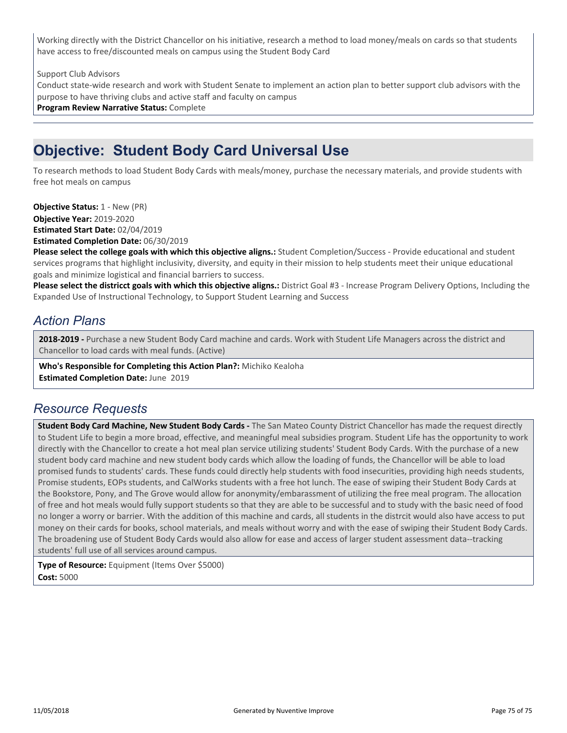Working directly with the District Chancellor on his initiative, research a method to load money/meals on cards so that students have access to free/discounted meals on campus using the Student Body Card

Support Club Advisors
Conduct state-wide research and work with Student Senate to implement an action plan to better support club advisors with the purpose to have thriving clubs and active staff and faculty on campus
**Program Review Narrative Status:** Complete

## Objective: Student Body Card Universal Use

To research methods to load Student Body Cards with meals/money, purchase the necessary materials, and provide students with free hot meals on campus

**Objective Status:** 1 - New (PR)
**Objective Year:** 2019-2020
**Estimated Start Date:** 02/04/2019
**Estimated Completion Date:** 06/30/2019
**Please select the college goals with which this objective aligns.:** Student Completion/Success - Provide educational and student services programs that highlight inclusivity, diversity, and equity in their mission to help students meet their unique educational goals and minimize logistical and financial barriers to success.
**Please select the districct goals with which this objective aligns.:** District Goal #3 - Increase Program Delivery Options, Including the Expanded Use of Instructional Technology, to Support Student Learning and Success

### *Action Plans*

**2018-2019 -** Purchase a new Student Body Card machine and cards. Work with Student Life Managers across the district and Chancellor to load cards with meal funds. (Active)

**Who's Responsible for Completing this Action Plan?:** Michiko Kealoha
**Estimated Completion Date:** June 2019

### *Resource Requests*

**Student Body Card Machine, New Student Body Cards -** The San Mateo County District Chancellor has made the request directly to Student Life to begin a more broad, effective, and meaningful meal subsidies program. Student Life has the opportunity to work directly with the Chancellor to create a hot meal plan service utilizing students' Student Body Cards. With the purchase of a new student body card machine and new student body cards which allow the loading of funds, the Chancellor will be able to load promised funds to students' cards. These funds could directly help students with food insecurities, providing high needs students, Promise students, EOPs students, and CalWorks students with a free hot lunch. The ease of swiping their Student Body Cards at the Bookstore, Pony, and The Grove would allow for anonymity/embarassment of utilizing the free meal program. The allocation of free and hot meals would fully support students so that they are able to be successful and to study with the basic need of food no longer a worry or barrier. With the addition of this machine and cards, all students in the distrcit would also have access to put money on their cards for books, school materials, and meals without worry and with the ease of swiping their Student Body Cards. The broadening use of Student Body Cards would also allow for ease and access of larger student assessment data--tracking students' full use of all services around campus.

**Type of Resource:** Equipment (Items Over $5000)
**Cost:** 5000